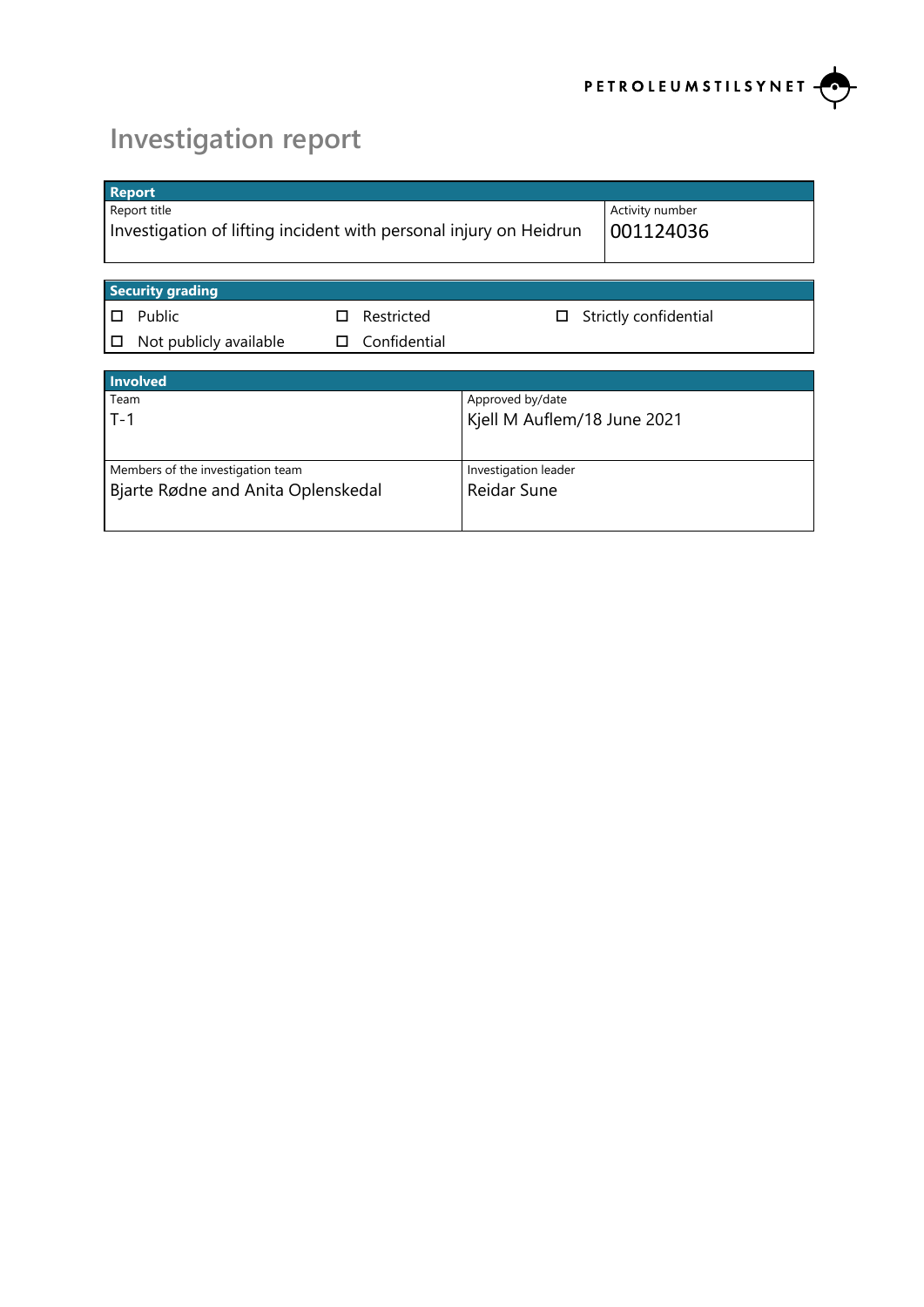PETROLEUMSTILSYNET

# Investigation report

| Report | |
|---|---|
| Report title | Activity number |
| Investigation of lifting incident with personal injury on Heidrun | 001124036 |

| Security grading | | |
|---|---|---|
| ☐ Public | ☐ Restricted | ☐ Strictly confidential |
| ☐ Not publicly available | ☐ Confidential | |

| Involved | |
|---|---|
| Team | Approved by/date |
| T-1 | Kjell M Auflem/18 June 2021 |
| Members of the investigation team | Investigation leader |
| Bjarte Rødne and Anita Oplenskedal | Reidar Sune |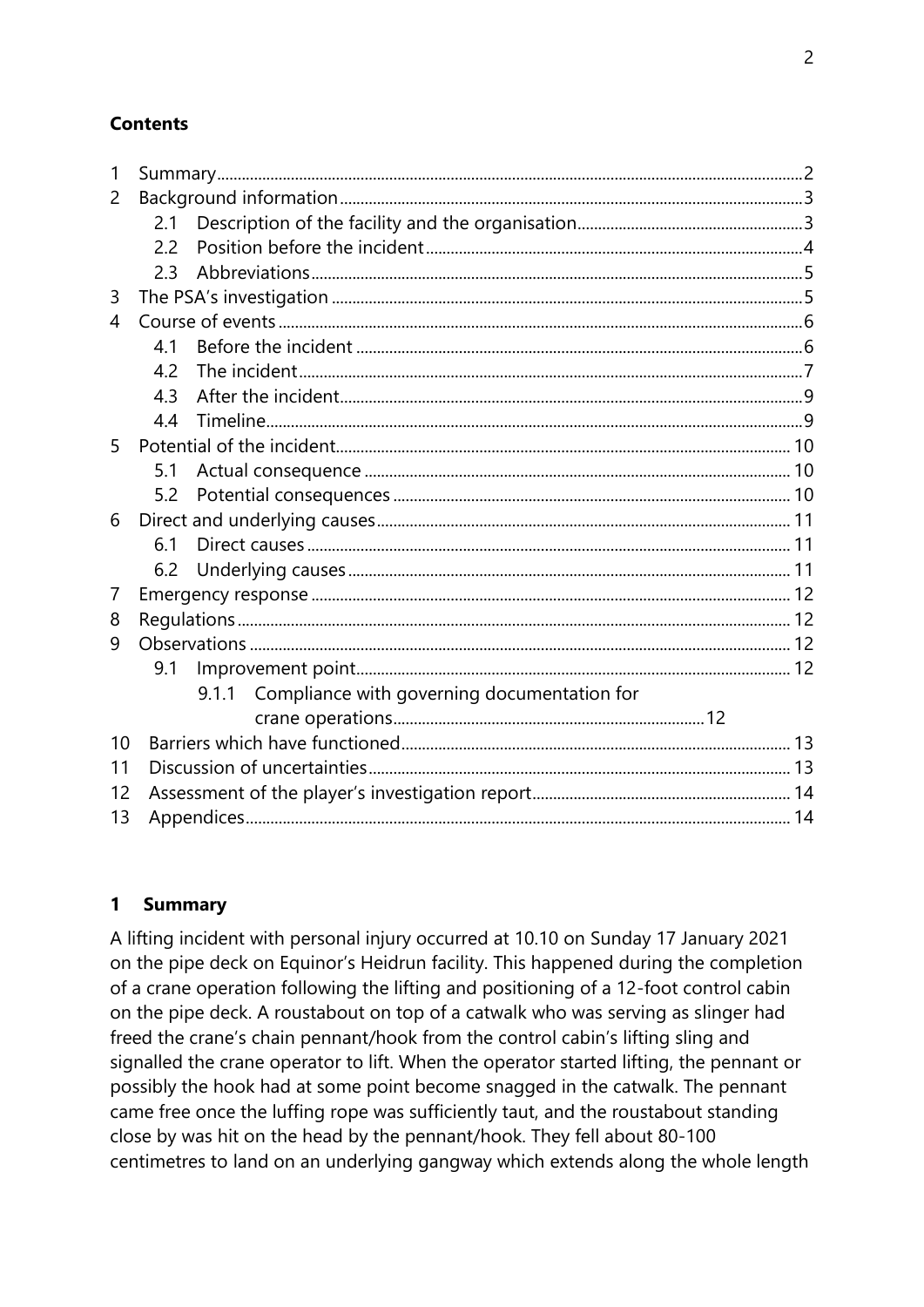**Contents**

1 Summary .......... 2
2 Background information .......... 3
  2.1 Description of the facility and the organisation .......... 3
  2.2 Position before the incident .......... 4
  2.3 Abbreviations .......... 5
3 The PSA's investigation .......... 5
4 Course of events .......... 6
  4.1 Before the incident .......... 6
  4.2 The incident .......... 7
  4.3 After the incident .......... 9
  4.4 Timeline .......... 9
5 Potential of the incident .......... 10
  5.1 Actual consequence .......... 10
  5.2 Potential consequences .......... 10
6 Direct and underlying causes .......... 11
  6.1 Direct causes .......... 11
  6.2 Underlying causes .......... 11
7 Emergency response .......... 12
8 Regulations .......... 12
9 Observations .......... 12
  9.1 Improvement point .......... 12
    9.1.1 Compliance with governing documentation for crane operations .......... 12
10 Barriers which have functioned .......... 13
11 Discussion of uncertainties .......... 13
12 Assessment of the player's investigation report .......... 14
13 Appendices .......... 14

# 1 Summary

A lifting incident with personal injury occurred at 10.10 on Sunday 17 January 2021 on the pipe deck on Equinor's Heidrun facility. This happened during the completion of a crane operation following the lifting and positioning of a 12-foot control cabin on the pipe deck. A roustabout on top of a catwalk who was serving as slinger had freed the crane's chain pennant/hook from the control cabin's lifting sling and signalled the crane operator to lift. When the operator started lifting, the pennant or possibly the hook had at some point become snagged in the catwalk. The pennant came free once the luffing rope was sufficiently taut, and the roustabout standing close by was hit on the head by the pennant/hook. They fell about 80-100 centimetres to land on an underlying gangway which extends along the whole length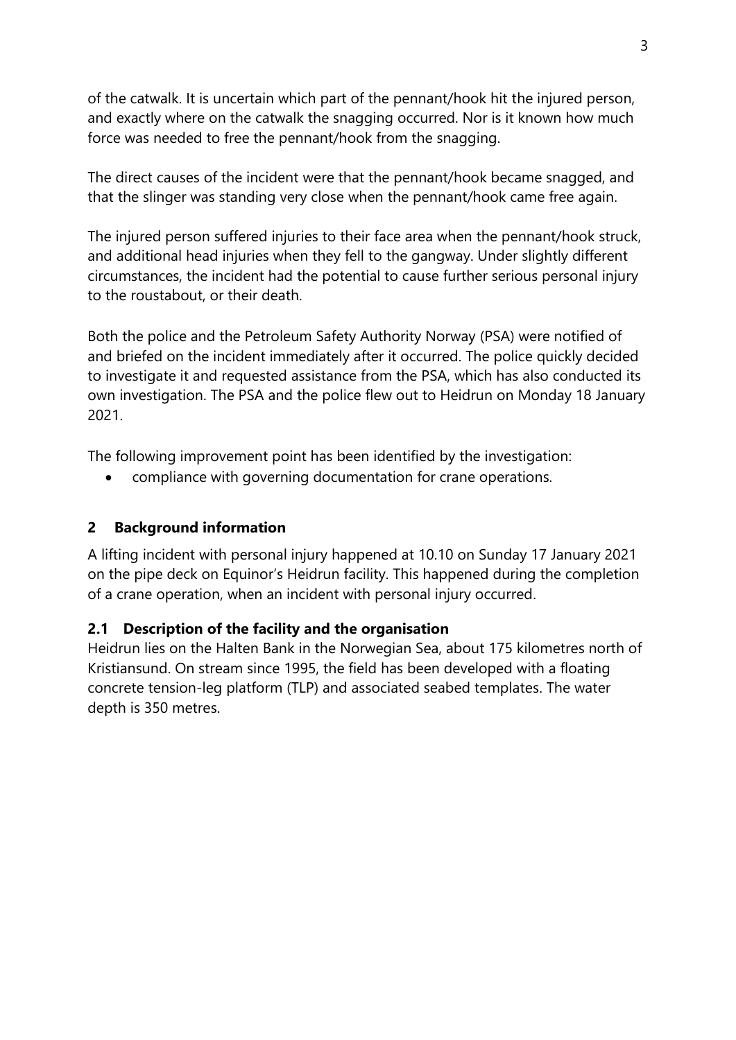of the catwalk. It is uncertain which part of the pennant/hook hit the injured person, and exactly where on the catwalk the snagging occurred. Nor is it known how much force was needed to free the pennant/hook from the snagging.

The direct causes of the incident were that the pennant/hook became snagged, and that the slinger was standing very close when the pennant/hook came free again.

The injured person suffered injuries to their face area when the pennant/hook struck, and additional head injuries when they fell to the gangway. Under slightly different circumstances, the incident had the potential to cause further serious personal injury to the roustabout, or their death.

Both the police and the Petroleum Safety Authority Norway (PSA) were notified of and briefed on the incident immediately after it occurred. The police quickly decided to investigate it and requested assistance from the PSA, which has also conducted its own investigation. The PSA and the police flew out to Heidrun on Monday 18 January 2021.

The following improvement point has been identified by the investigation:

- compliance with governing documentation for crane operations.

## 2 Background information

A lifting incident with personal injury happened at 10.10 on Sunday 17 January 2021 on the pipe deck on Equinor's Heidrun facility. This happened during the completion of a crane operation, when an incident with personal injury occurred.

### 2.1 Description of the facility and the organisation

Heidrun lies on the Halten Bank in the Norwegian Sea, about 175 kilometres north of Kristiansund. On stream since 1995, the field has been developed with a floating concrete tension-leg platform (TLP) and associated seabed templates. The water depth is 350 metres.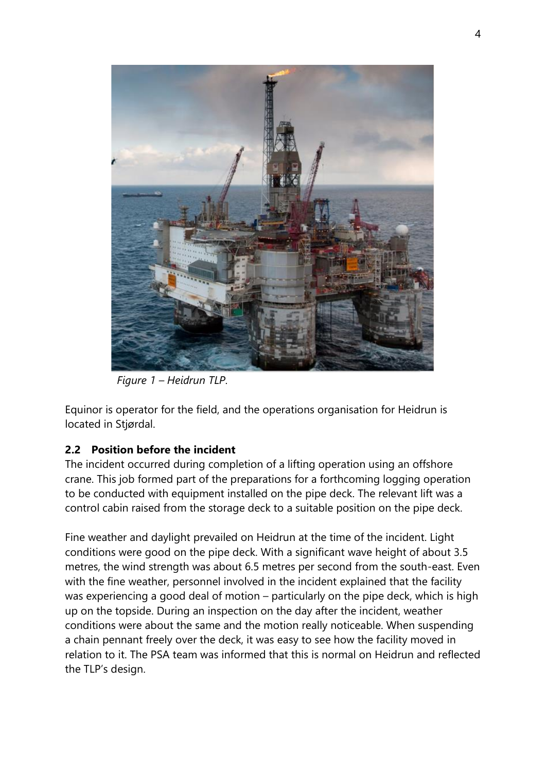*Figure 1 – Heidrun TLP.*

Equinor is operator for the field, and the operations organisation for Heidrun is located in Stjørdal.

### 2.2 Position before the incident

The incident occurred during completion of a lifting operation using an offshore crane. This job formed part of the preparations for a forthcoming logging operation to be conducted with equipment installed on the pipe deck. The relevant lift was a control cabin raised from the storage deck to a suitable position on the pipe deck.

Fine weather and daylight prevailed on Heidrun at the time of the incident. Light conditions were good on the pipe deck. With a significant wave height of about 3.5 metres, the wind strength was about 6.5 metres per second from the south-east. Even with the fine weather, personnel involved in the incident explained that the facility was experiencing a good deal of motion – particularly on the pipe deck, which is high up on the topside. During an inspection on the day after the incident, weather conditions were about the same and the motion really noticeable. When suspending a chain pennant freely over the deck, it was easy to see how the facility moved in relation to it. The PSA team was informed that this is normal on Heidrun and reflected the TLP's design.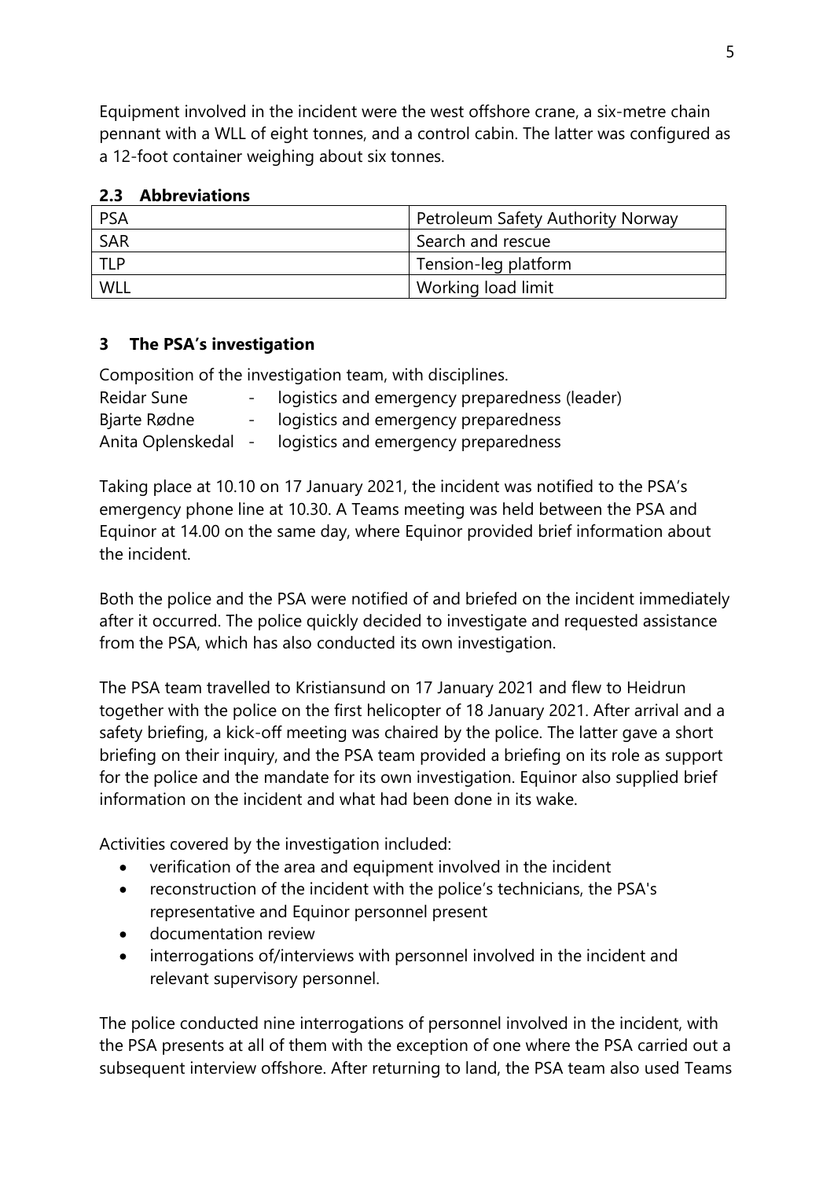Equipment involved in the incident were the west offshore crane, a six-metre chain pennant with a WLL of eight tonnes, and a control cabin. The latter was configured as a 12-foot container weighing about six tonnes.

### 2.3 Abbreviations

| | |
|---|---|
| PSA | Petroleum Safety Authority Norway |
| SAR | Search and rescue |
| TLP | Tension-leg platform |
| WLL | Working load limit |

## 3 The PSA's investigation

Composition of the investigation team, with disciplines.

Reidar Sune - logistics and emergency preparedness (leader)
Bjarte Rødne - logistics and emergency preparedness
Anita Oplenskedal - logistics and emergency preparedness

Taking place at 10.10 on 17 January 2021, the incident was notified to the PSA's emergency phone line at 10.30. A Teams meeting was held between the PSA and Equinor at 14.00 on the same day, where Equinor provided brief information about the incident.

Both the police and the PSA were notified of and briefed on the incident immediately after it occurred. The police quickly decided to investigate and requested assistance from the PSA, which has also conducted its own investigation.

The PSA team travelled to Kristiansund on 17 January 2021 and flew to Heidrun together with the police on the first helicopter of 18 January 2021. After arrival and a safety briefing, a kick-off meeting was chaired by the police. The latter gave a short briefing on their inquiry, and the PSA team provided a briefing on its role as support for the police and the mandate for its own investigation. Equinor also supplied brief information on the incident and what had been done in its wake.

Activities covered by the investigation included:

- verification of the area and equipment involved in the incident
- reconstruction of the incident with the police's technicians, the PSA's representative and Equinor personnel present
- documentation review
- interrogations of/interviews with personnel involved in the incident and relevant supervisory personnel.

The police conducted nine interrogations of personnel involved in the incident, with the PSA presents at all of them with the exception of one where the PSA carried out a subsequent interview offshore. After returning to land, the PSA team also used Teams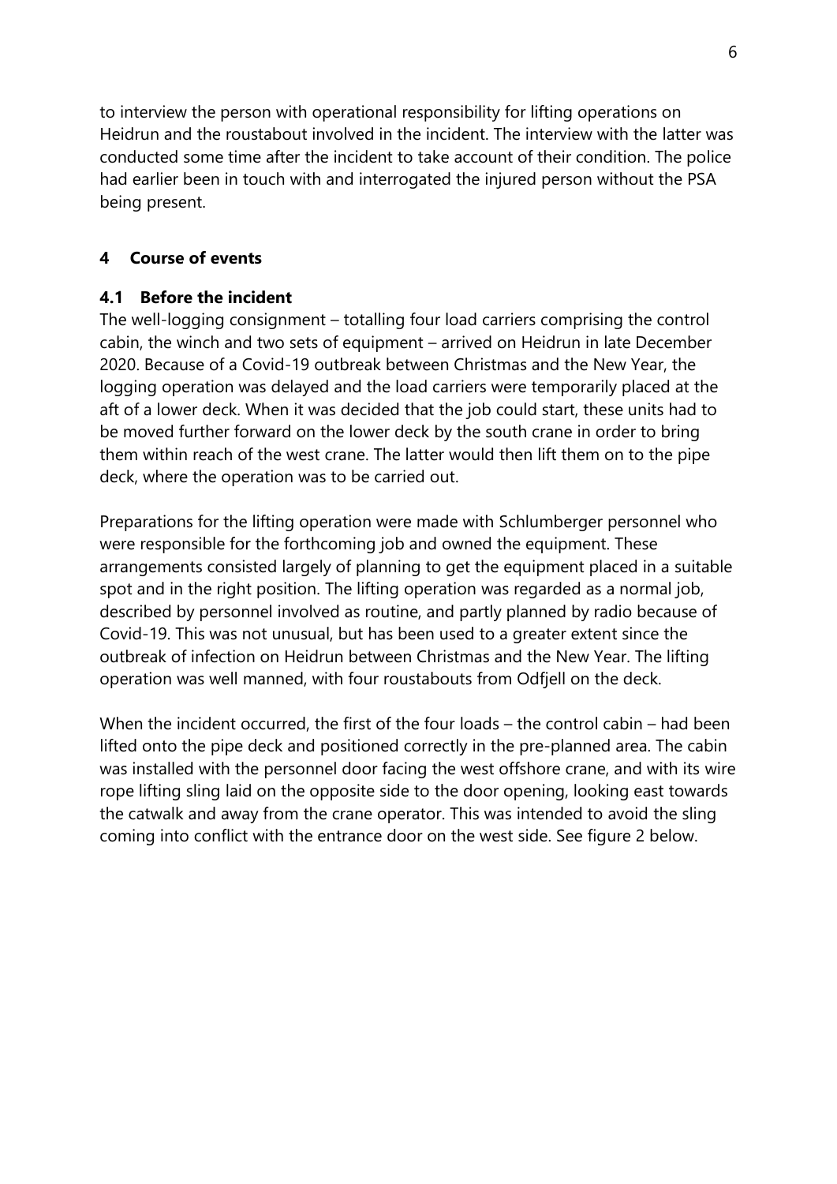to interview the person with operational responsibility for lifting operations on Heidrun and the roustabout involved in the incident. The interview with the latter was conducted some time after the incident to take account of their condition. The police had earlier been in touch with and interrogated the injured person without the PSA being present.

## 4 Course of events

### 4.1 Before the incident

The well-logging consignment – totalling four load carriers comprising the control cabin, the winch and two sets of equipment – arrived on Heidrun in late December 2020. Because of a Covid-19 outbreak between Christmas and the New Year, the logging operation was delayed and the load carriers were temporarily placed at the aft of a lower deck. When it was decided that the job could start, these units had to be moved further forward on the lower deck by the south crane in order to bring them within reach of the west crane. The latter would then lift them on to the pipe deck, where the operation was to be carried out.

Preparations for the lifting operation were made with Schlumberger personnel who were responsible for the forthcoming job and owned the equipment. These arrangements consisted largely of planning to get the equipment placed in a suitable spot and in the right position. The lifting operation was regarded as a normal job, described by personnel involved as routine, and partly planned by radio because of Covid-19. This was not unusual, but has been used to a greater extent since the outbreak of infection on Heidrun between Christmas and the New Year. The lifting operation was well manned, with four roustabouts from Odfjell on the deck.

When the incident occurred, the first of the four loads – the control cabin – had been lifted onto the pipe deck and positioned correctly in the pre-planned area. The cabin was installed with the personnel door facing the west offshore crane, and with its wire rope lifting sling laid on the opposite side to the door opening, looking east towards the catwalk and away from the crane operator. This was intended to avoid the sling coming into conflict with the entrance door on the west side. See figure 2 below.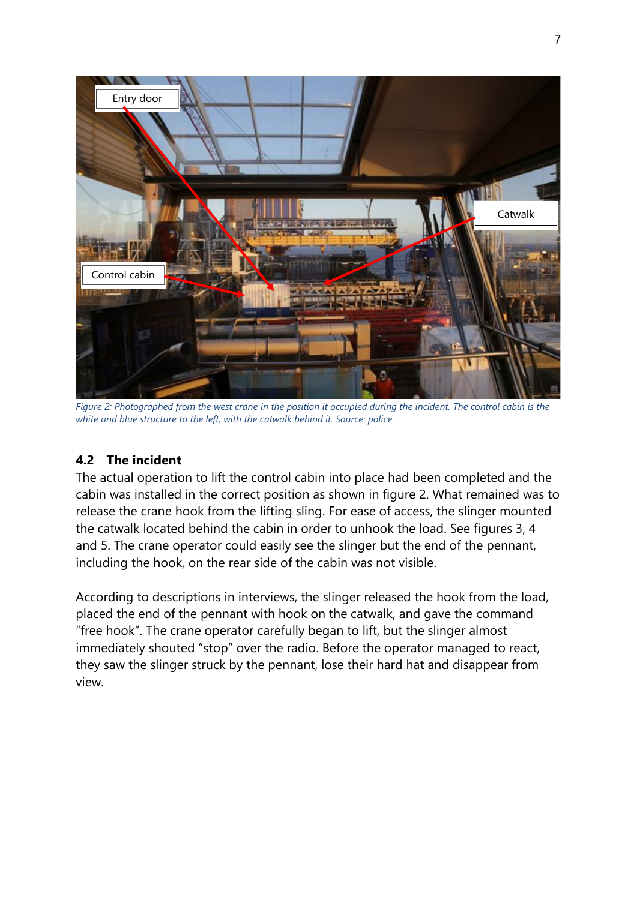*Figure 2: Photographed from the west crane in the position it occupied during the incident. The control cabin is the white and blue structure to the left, with the catwalk behind it. Source: police.*

### 4.2 The incident

The actual operation to lift the control cabin into place had been completed and the cabin was installed in the correct position as shown in figure 2. What remained was to release the crane hook from the lifting sling. For ease of access, the slinger mounted the catwalk located behind the cabin in order to unhook the load. See figures 3, 4 and 5. The crane operator could easily see the slinger but the end of the pennant, including the hook, on the rear side of the cabin was not visible.

According to descriptions in interviews, the slinger released the hook from the load, placed the end of the pennant with hook on the catwalk, and gave the command "free hook". The crane operator carefully began to lift, but the slinger almost immediately shouted "stop" over the radio. Before the operator managed to react, they saw the slinger struck by the pennant, lose their hard hat and disappear from view.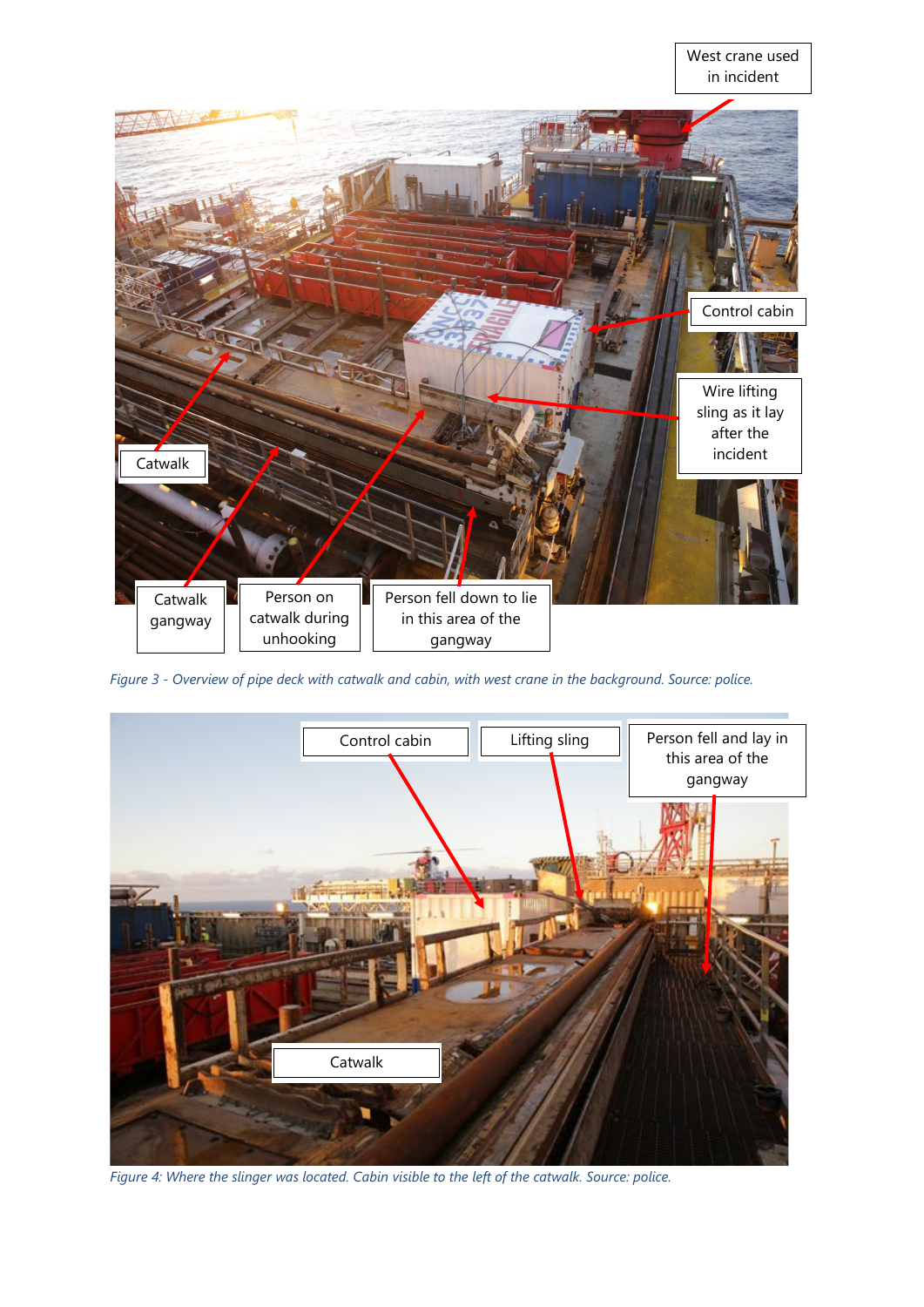*Figure 3 - Overview of pipe deck with catwalk and cabin, with west crane in the background. Source: police.*

*Figure 4: Where the slinger was located. Cabin visible to the left of the catwalk. Source: police.*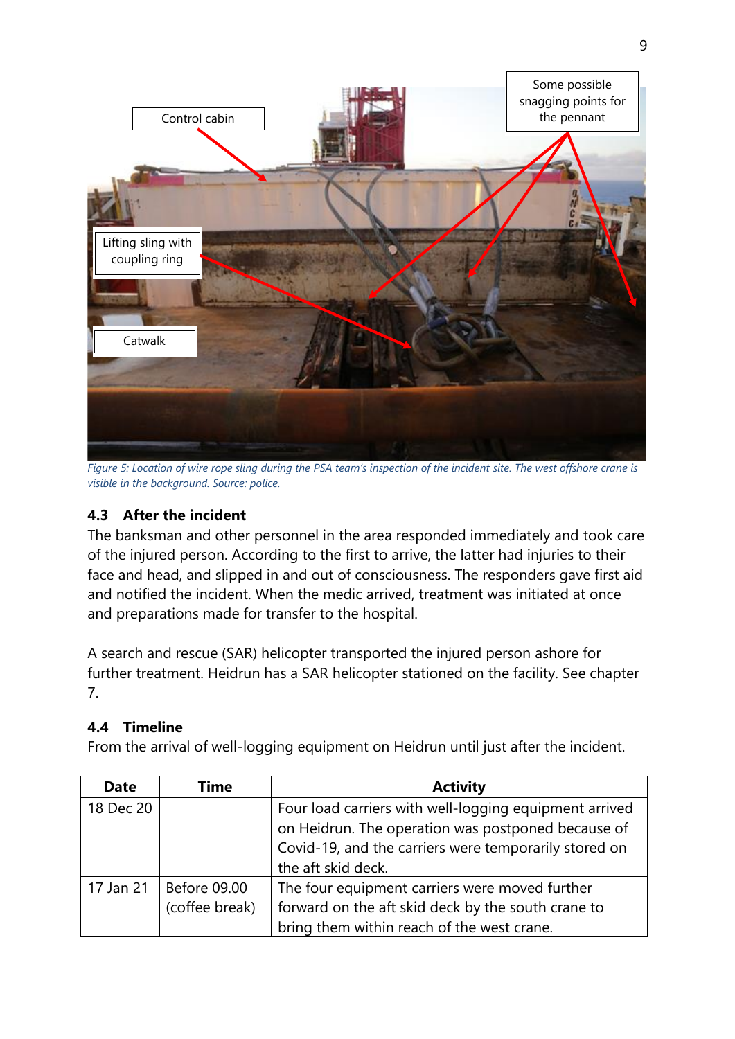Figure 5: Location of wire rope sling during the PSA team's inspection of the incident site. The west offshore crane is visible in the background. Source: police.

### 4.3 After the incident

The banksman and other personnel in the area responded immediately and took care of the injured person. According to the first to arrive, the latter had injuries to their face and head, and slipped in and out of consciousness. The responders gave first aid and notified the incident. When the medic arrived, treatment was initiated at once and preparations made for transfer to the hospital.

A search and rescue (SAR) helicopter transported the injured person ashore for further treatment. Heidrun has a SAR helicopter stationed on the facility. See chapter 7.

### 4.4 Timeline

From the arrival of well-logging equipment on Heidrun until just after the incident.

| Date | Time | Activity |
|---|---|---|
| 18 Dec 20 | | Four load carriers with well-logging equipment arrived on Heidrun. The operation was postponed because of Covid-19, and the carriers were temporarily stored on the aft skid deck. |
| 17 Jan 21 | Before 09.00 (coffee break) | The four equipment carriers were moved further forward on the aft skid deck by the south crane to bring them within reach of the west crane. |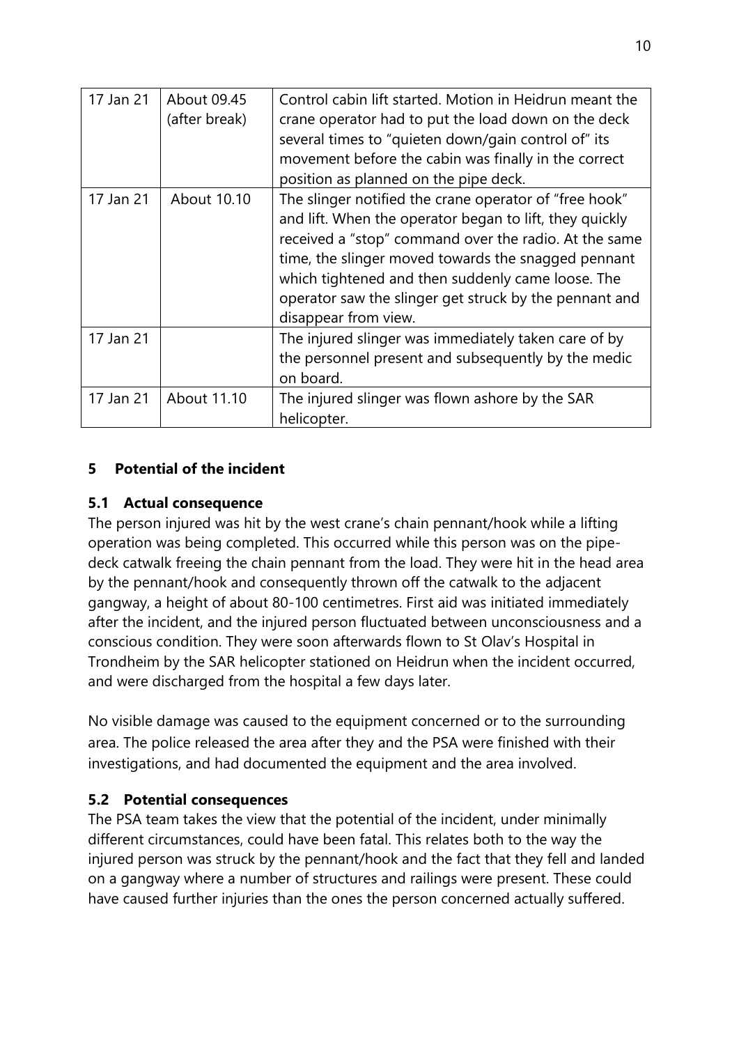| 17 Jan 21 | About 09.45 (after break) | Control cabin lift started. Motion in Heidrun meant the crane operator had to put the load down on the deck several times to "quieten down/gain control of" its movement before the cabin was finally in the correct position as planned on the pipe deck. |
|---|---|---|
| 17 Jan 21 | About 10.10 | The slinger notified the crane operator of "free hook" and lift. When the operator began to lift, they quickly received a "stop" command over the radio. At the same time, the slinger moved towards the snagged pennant which tightened and then suddenly came loose. The operator saw the slinger get struck by the pennant and disappear from view. |
| 17 Jan 21 | | The injured slinger was immediately taken care of by the personnel present and subsequently by the medic on board. |
| 17 Jan 21 | About 11.10 | The injured slinger was flown ashore by the SAR helicopter. |

## 5 Potential of the incident

### 5.1 Actual consequence

The person injured was hit by the west crane's chain pennant/hook while a lifting operation was being completed. This occurred while this person was on the pipe-deck catwalk freeing the chain pennant from the load. They were hit in the head area by the pennant/hook and consequently thrown off the catwalk to the adjacent gangway, a height of about 80-100 centimetres. First aid was initiated immediately after the incident, and the injured person fluctuated between unconsciousness and a conscious condition. They were soon afterwards flown to St Olav's Hospital in Trondheim by the SAR helicopter stationed on Heidrun when the incident occurred, and were discharged from the hospital a few days later.

No visible damage was caused to the equipment concerned or to the surrounding area. The police released the area after they and the PSA were finished with their investigations, and had documented the equipment and the area involved.

### 5.2 Potential consequences

The PSA team takes the view that the potential of the incident, under minimally different circumstances, could have been fatal. This relates both to the way the injured person was struck by the pennant/hook and the fact that they fell and landed on a gangway where a number of structures and railings were present. These could have caused further injuries than the ones the person concerned actually suffered.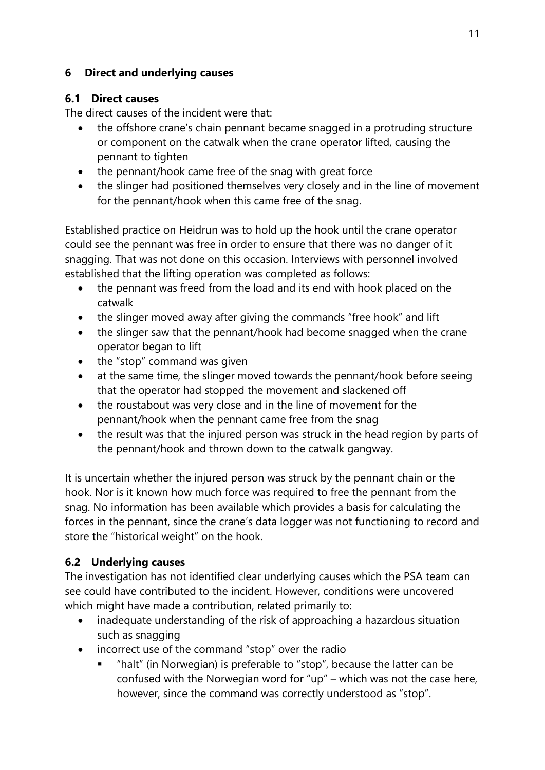## 6 Direct and underlying causes

### 6.1 Direct causes

The direct causes of the incident were that:

- the offshore crane's chain pennant became snagged in a protruding structure or component on the catwalk when the crane operator lifted, causing the pennant to tighten
- the pennant/hook came free of the snag with great force
- the slinger had positioned themselves very closely and in the line of movement for the pennant/hook when this came free of the snag.

Established practice on Heidrun was to hold up the hook until the crane operator could see the pennant was free in order to ensure that there was no danger of it snagging. That was not done on this occasion. Interviews with personnel involved established that the lifting operation was completed as follows:

- the pennant was freed from the load and its end with hook placed on the catwalk
- the slinger moved away after giving the commands "free hook" and lift
- the slinger saw that the pennant/hook had become snagged when the crane operator began to lift
- the "stop" command was given
- at the same time, the slinger moved towards the pennant/hook before seeing that the operator had stopped the movement and slackened off
- the roustabout was very close and in the line of movement for the pennant/hook when the pennant came free from the snag
- the result was that the injured person was struck in the head region by parts of the pennant/hook and thrown down to the catwalk gangway.

It is uncertain whether the injured person was struck by the pennant chain or the hook. Nor is it known how much force was required to free the pennant from the snag. No information has been available which provides a basis for calculating the forces in the pennant, since the crane's data logger was not functioning to record and store the "historical weight" on the hook.

### 6.2 Underlying causes

The investigation has not identified clear underlying causes which the PSA team can see could have contributed to the incident. However, conditions were uncovered which might have made a contribution, related primarily to:

- inadequate understanding of the risk of approaching a hazardous situation such as snagging
- incorrect use of the command "stop" over the radio
  - "halt" (in Norwegian) is preferable to "stop", because the latter can be confused with the Norwegian word for "up" – which was not the case here, however, since the command was correctly understood as "stop".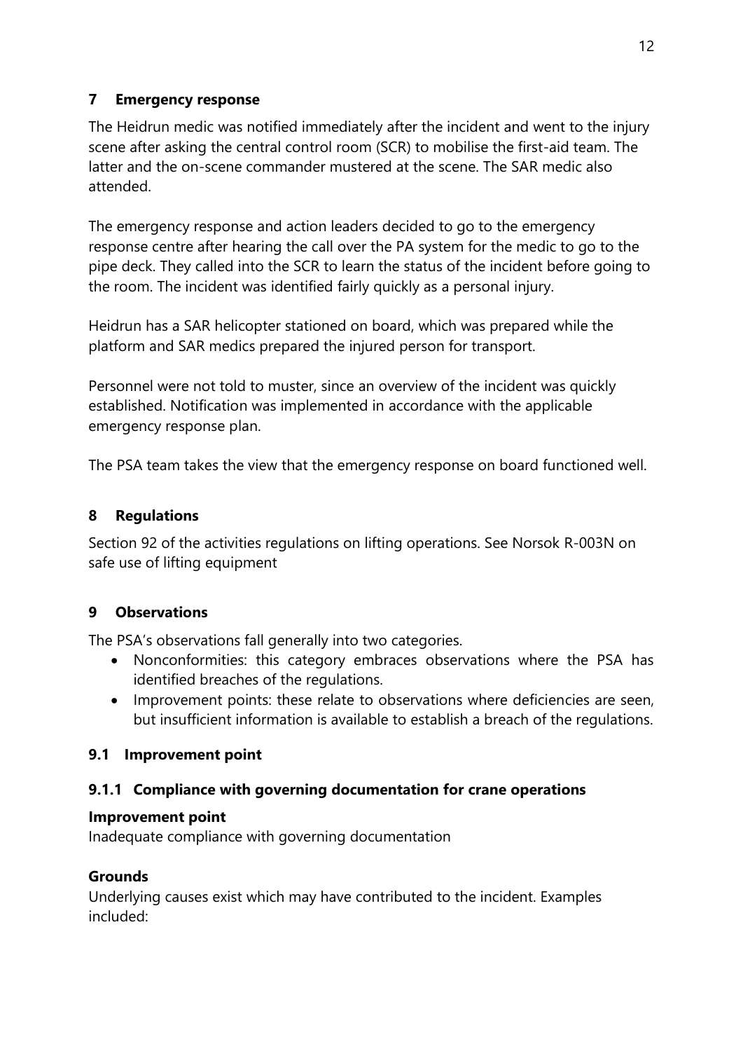## 7 Emergency response

The Heidrun medic was notified immediately after the incident and went to the injury scene after asking the central control room (SCR) to mobilise the first-aid team. The latter and the on-scene commander mustered at the scene. The SAR medic also attended.

The emergency response and action leaders decided to go to the emergency response centre after hearing the call over the PA system for the medic to go to the pipe deck. They called into the SCR to learn the status of the incident before going to the room. The incident was identified fairly quickly as a personal injury.

Heidrun has a SAR helicopter stationed on board, which was prepared while the platform and SAR medics prepared the injured person for transport.

Personnel were not told to muster, since an overview of the incident was quickly established. Notification was implemented in accordance with the applicable emergency response plan.

The PSA team takes the view that the emergency response on board functioned well.

## 8 Regulations

Section 92 of the activities regulations on lifting operations. See Norsok R-003N on safe use of lifting equipment

## 9 Observations

The PSA's observations fall generally into two categories.

- Nonconformities: this category embraces observations where the PSA has identified breaches of the regulations.
- Improvement points: these relate to observations where deficiencies are seen, but insufficient information is available to establish a breach of the regulations.

### 9.1 Improvement point

#### 9.1.1 Compliance with governing documentation for crane operations

**Improvement point**

Inadequate compliance with governing documentation

**Grounds**

Underlying causes exist which may have contributed to the incident. Examples included: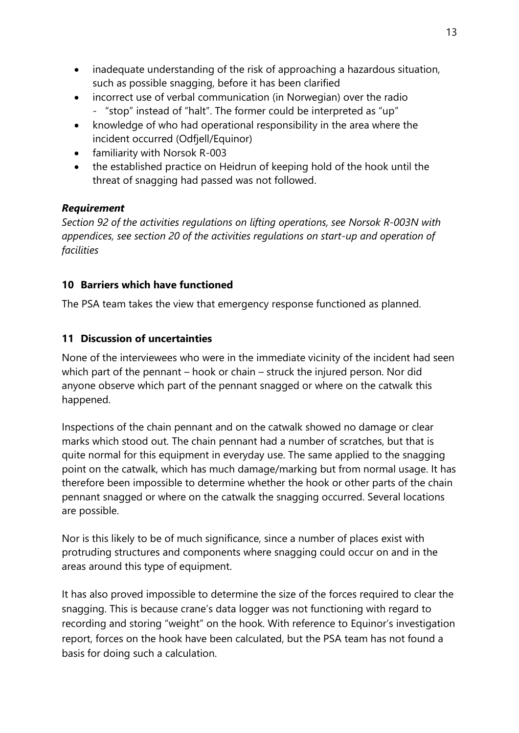- inadequate understanding of the risk of approaching a hazardous situation, such as possible snagging, before it has been clarified
- incorrect use of verbal communication (in Norwegian) over the radio
  - "stop" instead of "halt". The former could be interpreted as "up"
- knowledge of who had operational responsibility in the area where the incident occurred (Odfjell/Equinor)
- familiarity with Norsok R-003
- the established practice on Heidrun of keeping hold of the hook until the threat of snagging had passed was not followed.

***Requirement***

*Section 92 of the activities regulations on lifting operations, see Norsok R-003N with appendices, see section 20 of the activities regulations on start-up and operation of facilities*

## 10 Barriers which have functioned

The PSA team takes the view that emergency response functioned as planned.

## 11 Discussion of uncertainties

None of the interviewees who were in the immediate vicinity of the incident had seen which part of the pennant – hook or chain – struck the injured person. Nor did anyone observe which part of the pennant snagged or where on the catwalk this happened.

Inspections of the chain pennant and on the catwalk showed no damage or clear marks which stood out. The chain pennant had a number of scratches, but that is quite normal for this equipment in everyday use. The same applied to the snagging point on the catwalk, which has much damage/marking but from normal usage. It has therefore been impossible to determine whether the hook or other parts of the chain pennant snagged or where on the catwalk the snagging occurred. Several locations are possible.

Nor is this likely to be of much significance, since a number of places exist with protruding structures and components where snagging could occur on and in the areas around this type of equipment.

It has also proved impossible to determine the size of the forces required to clear the snagging. This is because crane's data logger was not functioning with regard to recording and storing "weight" on the hook. With reference to Equinor's investigation report, forces on the hook have been calculated, but the PSA team has not found a basis for doing such a calculation.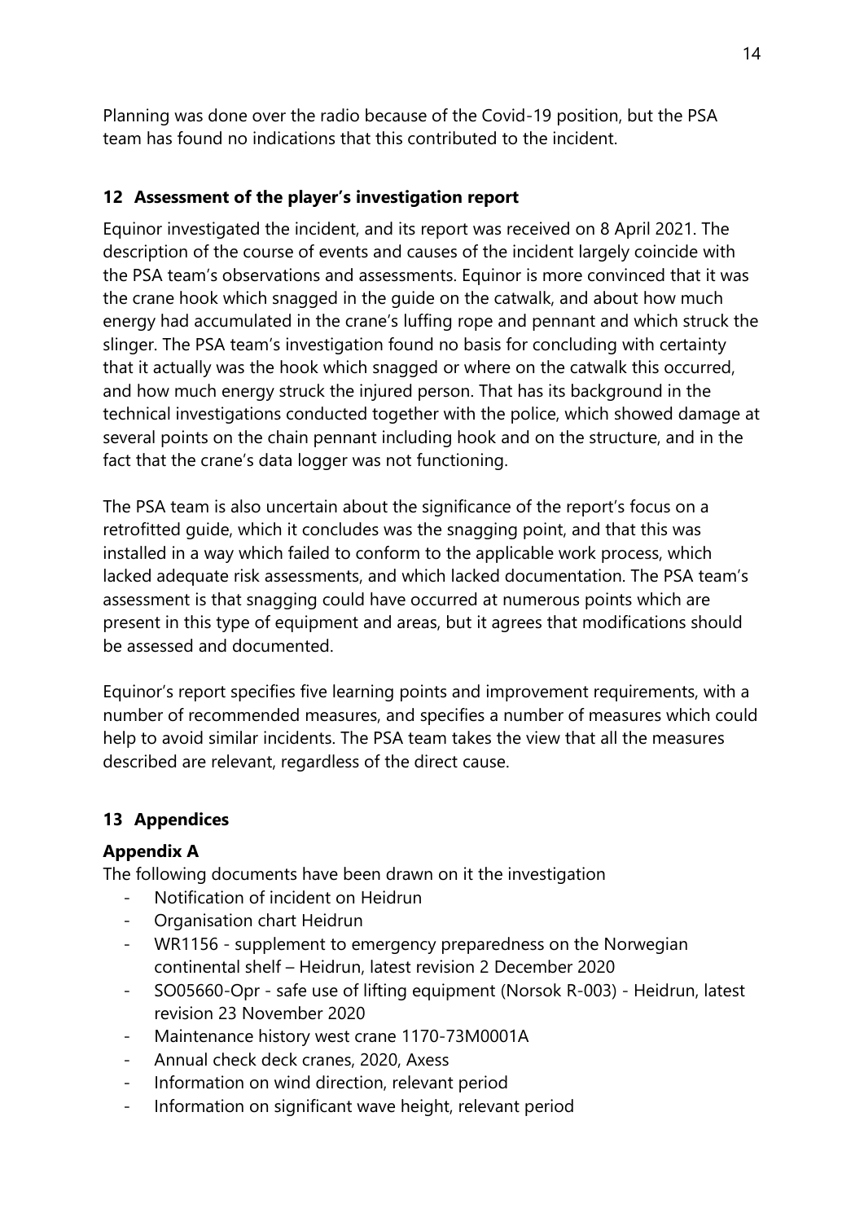Planning was done over the radio because of the Covid-19 position, but the PSA team has found no indications that this contributed to the incident.

## 12 Assessment of the player's investigation report

Equinor investigated the incident, and its report was received on 8 April 2021. The description of the course of events and causes of the incident largely coincide with the PSA team's observations and assessments. Equinor is more convinced that it was the crane hook which snagged in the guide on the catwalk, and about how much energy had accumulated in the crane's luffing rope and pennant and which struck the slinger. The PSA team's investigation found no basis for concluding with certainty that it actually was the hook which snagged or where on the catwalk this occurred, and how much energy struck the injured person. That has its background in the technical investigations conducted together with the police, which showed damage at several points on the chain pennant including hook and on the structure, and in the fact that the crane's data logger was not functioning.

The PSA team is also uncertain about the significance of the report's focus on a retrofitted guide, which it concludes was the snagging point, and that this was installed in a way which failed to conform to the applicable work process, which lacked adequate risk assessments, and which lacked documentation. The PSA team's assessment is that snagging could have occurred at numerous points which are present in this type of equipment and areas, but it agrees that modifications should be assessed and documented.

Equinor's report specifies five learning points and improvement requirements, with a number of recommended measures, and specifies a number of measures which could help to avoid similar incidents. The PSA team takes the view that all the measures described are relevant, regardless of the direct cause.

## 13 Appendices

**Appendix A**

The following documents have been drawn on it the investigation

- Notification of incident on Heidrun
- Organisation chart Heidrun
- WR1156 - supplement to emergency preparedness on the Norwegian continental shelf – Heidrun, latest revision 2 December 2020
- SO05660-Opr - safe use of lifting equipment (Norsok R-003) - Heidrun, latest revision 23 November 2020
- Maintenance history west crane 1170-73M0001A
- Annual check deck cranes, 2020, Axess
- Information on wind direction, relevant period
- Information on significant wave height, relevant period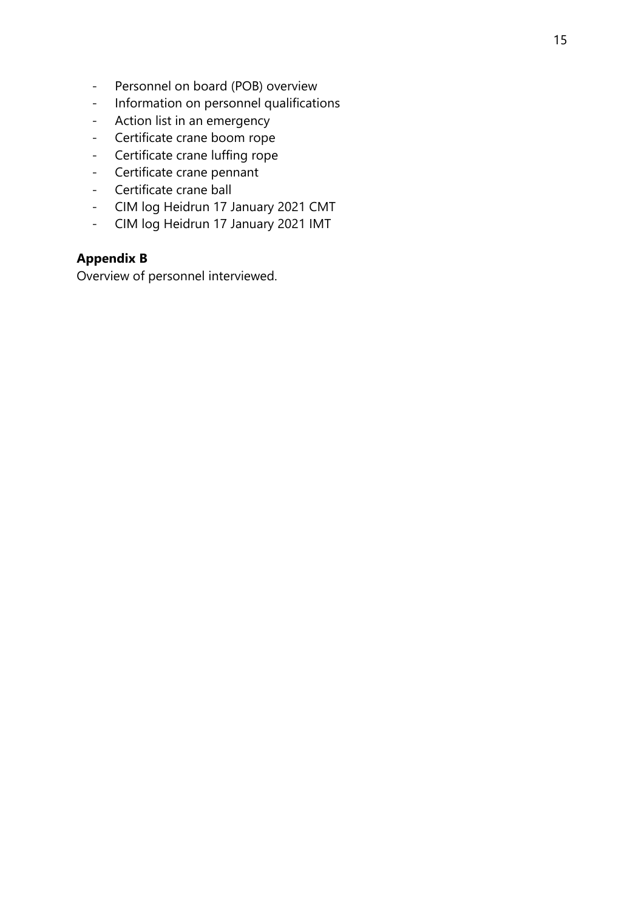- Personnel on board (POB) overview
- Information on personnel qualifications
- Action list in an emergency
- Certificate crane boom rope
- Certificate crane luffing rope
- Certificate crane pennant
- Certificate crane ball
- CIM log Heidrun 17 January 2021 CMT
- CIM log Heidrun 17 January 2021 IMT

**Appendix B**

Overview of personnel interviewed.